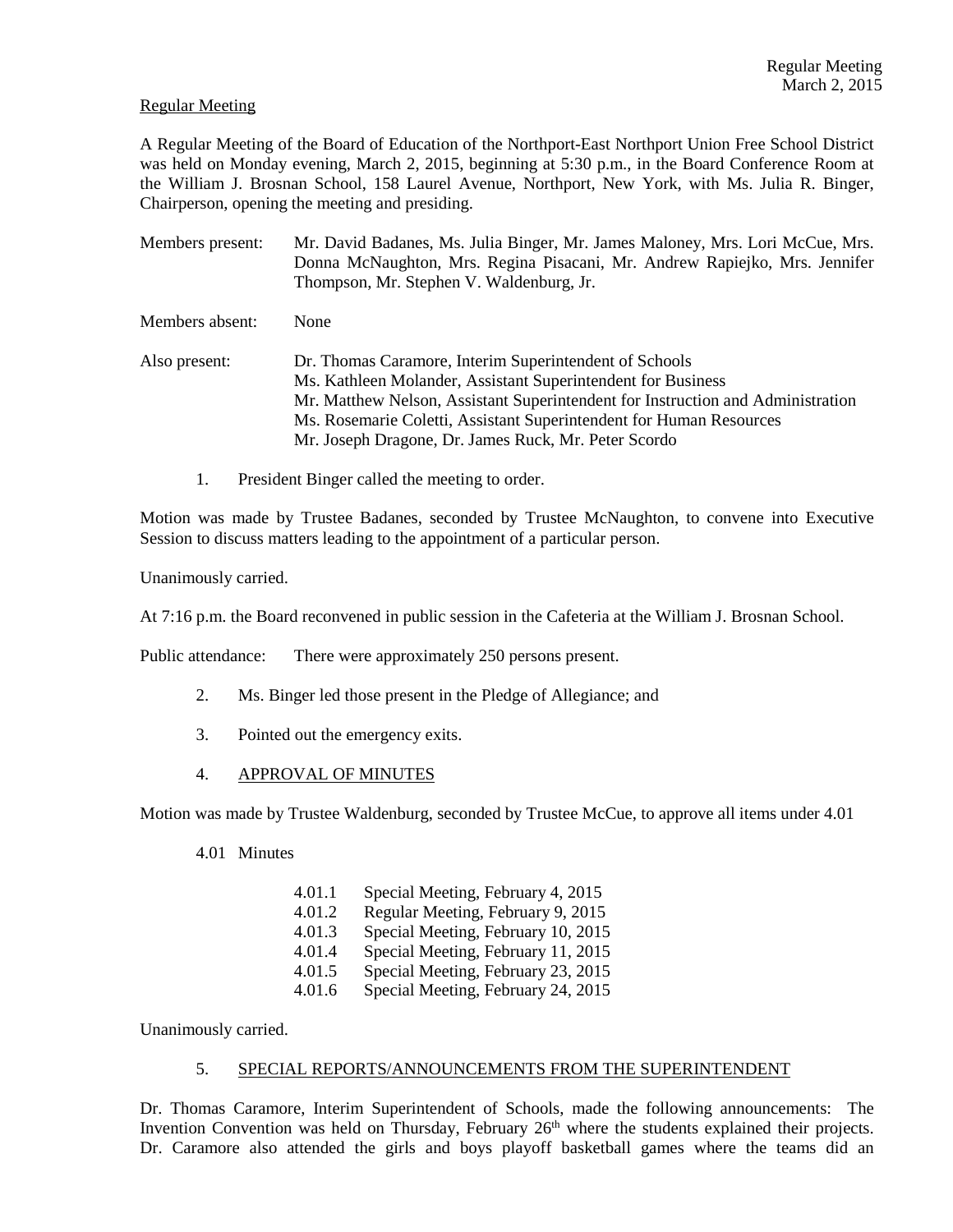Regular Meeting

A Regular Meeting of the Board of Education of the Northport-East Northport Union Free School District was held on Monday evening, March 2, 2015, beginning at 5:30 p.m., in the Board Conference Room at the William J. Brosnan School, 158 Laurel Avenue, Northport, New York, with Ms. Julia R. Binger, Chairperson, opening the meeting and presiding.

Members present: Mr. David Badanes, Ms. Julia Binger, Mr. James Maloney, Mrs. Lori McCue, Mrs. Donna McNaughton, Mrs. Regina Pisacani, Mr. Andrew Rapiejko, Mrs. Jennifer Thompson, Mr. Stephen V. Waldenburg, Jr.

Members absent: None

Also present: Dr. Thomas Caramore, Interim Superintendent of Schools
Ms. Kathleen Molander, Assistant Superintendent for Business
Mr. Matthew Nelson, Assistant Superintendent for Instruction and Administration
Ms. Rosemarie Coletti, Assistant Superintendent for Human Resources
Mr. Joseph Dragone, Dr. James Ruck, Mr. Peter Scordo

1. President Binger called the meeting to order.

Motion was made by Trustee Badanes, seconded by Trustee McNaughton, to convene into Executive Session to discuss matters leading to the appointment of a particular person.

Unanimously carried.

At 7:16 p.m. the Board reconvened in public session in the Cafeteria at the William J. Brosnan School.

Public attendance: There were approximately 250 persons present.

2. Ms. Binger led those present in the Pledge of Allegiance; and

3. Pointed out the emergency exits.

4. APPROVAL OF MINUTES

Motion was made by Trustee Waldenburg, seconded by Trustee McCue, to approve all items under 4.01

4.01 Minutes

4.01.1 Special Meeting, February 4, 2015
4.01.2 Regular Meeting, February 9, 2015
4.01.3 Special Meeting, February 10, 2015
4.01.4 Special Meeting, February 11, 2015
4.01.5 Special Meeting, February 23, 2015
4.01.6 Special Meeting, February 24, 2015

Unanimously carried.

5. SPECIAL REPORTS/ANNOUNCEMENTS FROM THE SUPERINTENDENT

Dr. Thomas Caramore, Interim Superintendent of Schools, made the following announcements: The Invention Convention was held on Thursday, February 26th where the students explained their projects. Dr. Caramore also attended the girls and boys playoff basketball games where the teams did an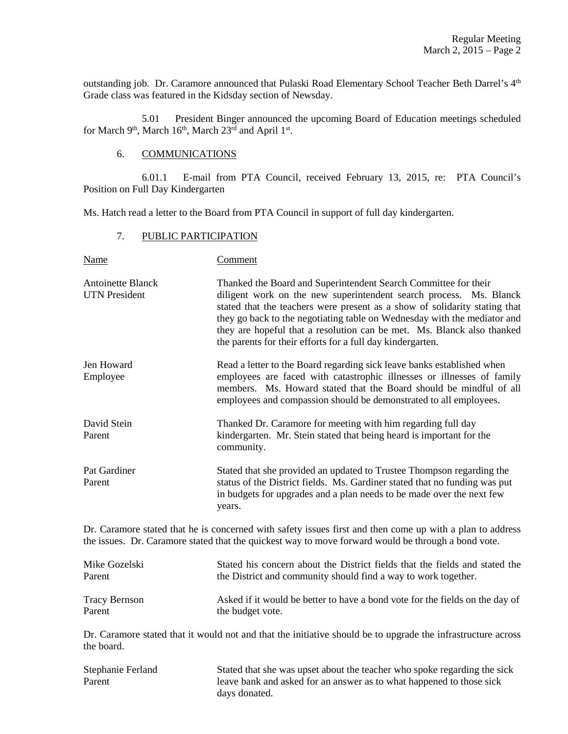outstanding job. Dr. Caramore announced that Pulaski Road Elementary School Teacher Beth Darrel's 4th Grade class was featured in the Kidsday section of Newsday.

5.01 President Binger announced the upcoming Board of Education meetings scheduled for March 9th, March 16th, March 23rd and April 1st.

## 6. COMMUNICATIONS

6.01.1 E-mail from PTA Council, received February 13, 2015, re: PTA Council's Position on Full Day Kindergarten

Ms. Hatch read a letter to the Board from PTA Council in support of full day kindergarten.

## 7. PUBLIC PARTICIPATION

| Name | Comment |
| --- | --- |
| Antoinette Blanck<br>UTN President | Thanked the Board and Superintendent Search Committee for their diligent work on the new superintendent search process. Ms. Blanck stated that the teachers were present as a show of solidarity stating that they go back to the negotiating table on Wednesday with the mediator and they are hopeful that a resolution can be met. Ms. Blanck also thanked the parents for their efforts for a full day kindergarten. |
| Jen Howard<br>Employee | Read a letter to the Board regarding sick leave banks established when employees are faced with catastrophic illnesses or illnesses of family members. Ms. Howard stated that the Board should be mindful of all employees and compassion should be demonstrated to all employees. |
| David Stein<br>Parent | Thanked Dr. Caramore for meeting with him regarding full day kindergarten. Mr. Stein stated that being heard is important for the community. |
| Pat Gardiner<br>Parent | Stated that she provided an updated to Trustee Thompson regarding the status of the District fields. Ms. Gardiner stated that no funding was put in budgets for upgrades and a plan needs to be made over the next few years. |

Dr. Caramore stated that he is concerned with safety issues first and then come up with a plan to address the issues. Dr. Caramore stated that the quickest way to move forward would be through a bond vote.

| Name | Comment |
| --- | --- |
| Mike Gozelski<br>Parent | Stated his concern about the District fields that the fields and stated the the District and community should find a way to work together. |
| Tracy Bernson<br>Parent | Asked if it would be better to have a bond vote for the fields on the day of the budget vote. |

Dr. Caramore stated that it would not and that the initiative should be to upgrade the infrastructure across the board.

| Name | Comment |
| --- | --- |
| Stephanie Ferland<br>Parent | Stated that she was upset about the teacher who spoke regarding the sick leave bank and asked for an answer as to what happened to those sick days donated. |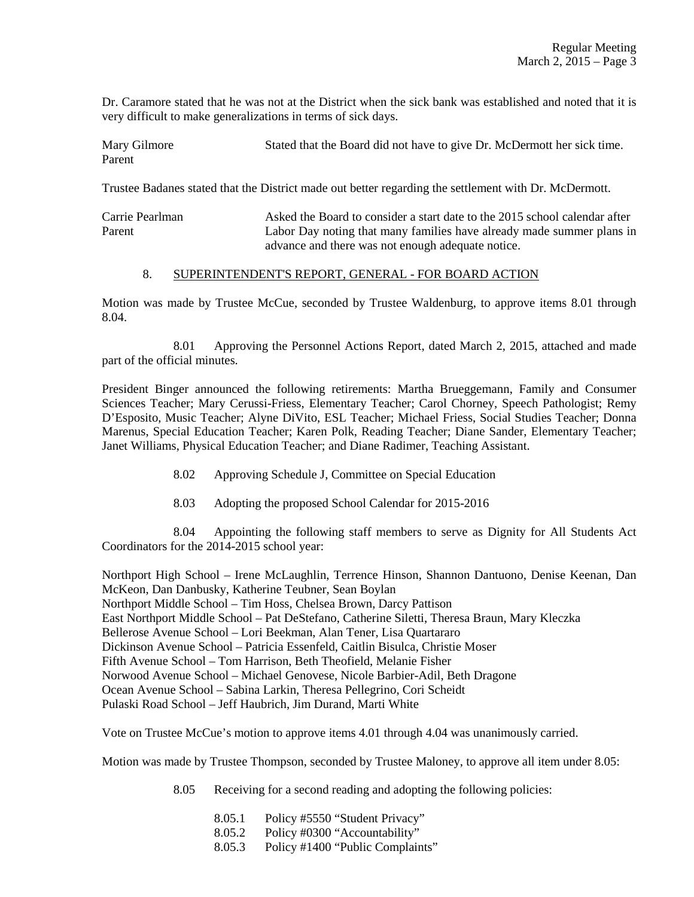Dr. Caramore stated that he was not at the District when the sick bank was established and noted that it is very difficult to make generalizations in terms of sick days.

Mary Gilmore
Parent
Stated that the Board did not have to give Dr. McDermott her sick time.

Trustee Badanes stated that the District made out better regarding the settlement with Dr. McDermott.

Carrie Pearlman
Parent
Asked the Board to consider a start date to the 2015 school calendar after Labor Day noting that many families have already made summer plans in advance and there was not enough adequate notice.

8. SUPERINTENDENT'S REPORT, GENERAL - FOR BOARD ACTION

Motion was made by Trustee McCue, seconded by Trustee Waldenburg, to approve items 8.01 through 8.04.

8.01 Approving the Personnel Actions Report, dated March 2, 2015, attached and made part of the official minutes.

President Binger announced the following retirements: Martha Brueggemann, Family and Consumer Sciences Teacher; Mary Cerussi-Friess, Elementary Teacher; Carol Chorney, Speech Pathologist; Remy D'Esposito, Music Teacher; Alyne DiVito, ESL Teacher; Michael Friess, Social Studies Teacher; Donna Marenus, Special Education Teacher; Karen Polk, Reading Teacher; Diane Sander, Elementary Teacher; Janet Williams, Physical Education Teacher; and Diane Radimer, Teaching Assistant.

8.02 Approving Schedule J, Committee on Special Education

8.03 Adopting the proposed School Calendar for 2015-2016

8.04 Appointing the following staff members to serve as Dignity for All Students Act Coordinators for the 2014-2015 school year:

Northport High School – Irene McLaughlin, Terrence Hinson, Shannon Dantuono, Denise Keenan, Dan McKeon, Dan Danbusky, Katherine Teubner, Sean Boylan
Northport Middle School – Tim Hoss, Chelsea Brown, Darcy Pattison
East Northport Middle School – Pat DeStefano, Catherine Siletti, Theresa Braun, Mary Kleczka
Bellerose Avenue School – Lori Beekman, Alan Tener, Lisa Quartararo
Dickinson Avenue School – Patricia Essenfeld, Caitlin Bisulca, Christie Moser
Fifth Avenue School – Tom Harrison, Beth Theofield, Melanie Fisher
Norwood Avenue School – Michael Genovese, Nicole Barbier-Adil, Beth Dragone
Ocean Avenue School – Sabina Larkin, Theresa Pellegrino, Cori Scheidt
Pulaski Road School – Jeff Haubrich, Jim Durand, Marti White

Vote on Trustee McCue's motion to approve items 4.01 through 4.04 was unanimously carried.

Motion was made by Trustee Thompson, seconded by Trustee Maloney, to approve all item under 8.05:

8.05 Receiving for a second reading and adopting the following policies:

8.05.1 Policy #5550 "Student Privacy"
8.05.2 Policy #0300 "Accountability"
8.05.3 Policy #1400 "Public Complaints"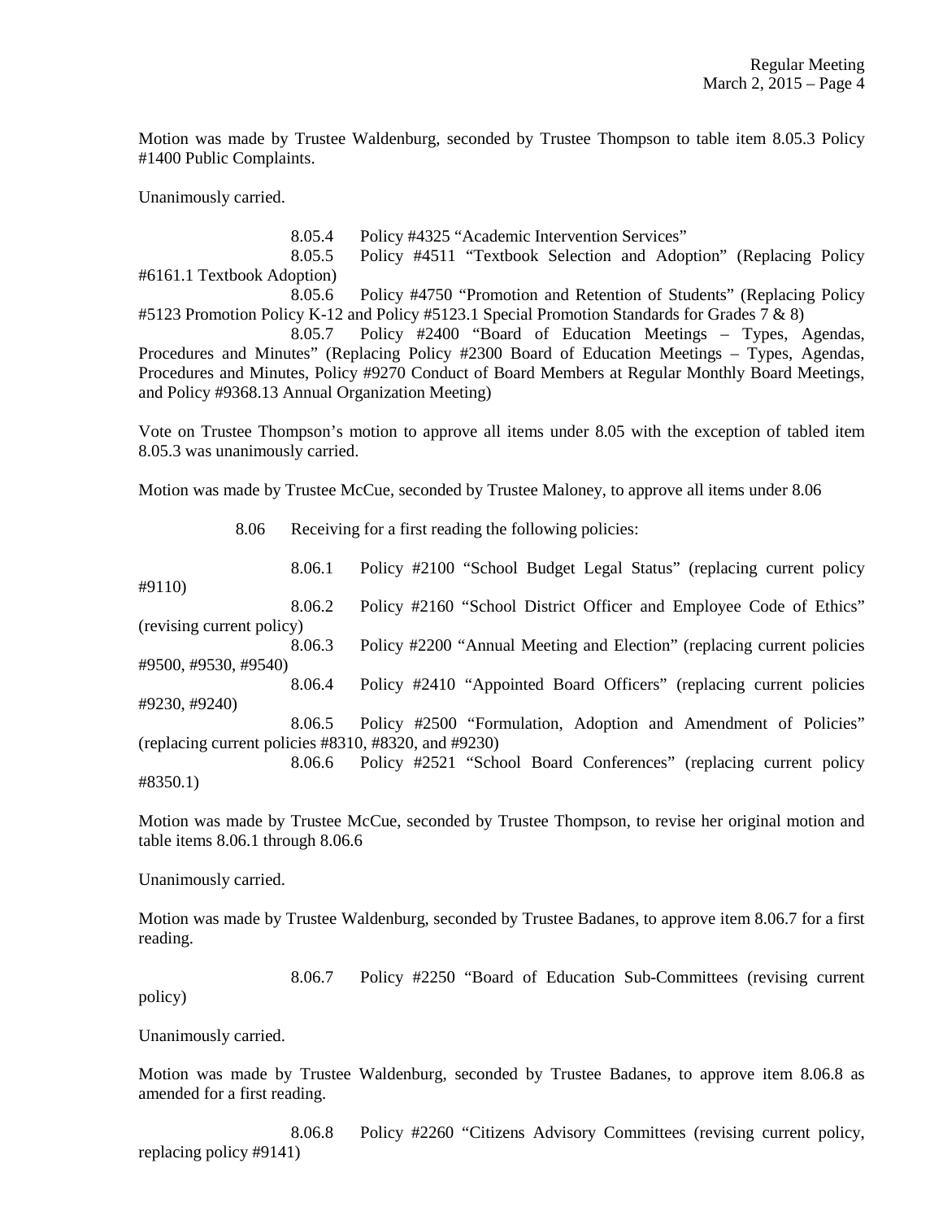Motion was made by Trustee Waldenburg, seconded by Trustee Thompson to table item 8.05.3 Policy #1400 Public Complaints.

Unanimously carried.

8.05.4 Policy #4325 "Academic Intervention Services"

8.05.5 Policy #4511 "Textbook Selection and Adoption" (Replacing Policy #6161.1 Textbook Adoption)

8.05.6 Policy #4750 "Promotion and Retention of Students" (Replacing Policy #5123 Promotion Policy K-12 and Policy #5123.1 Special Promotion Standards for Grades 7 & 8)

8.05.7 Policy #2400 "Board of Education Meetings – Types, Agendas, Procedures and Minutes" (Replacing Policy #2300 Board of Education Meetings – Types, Agendas, Procedures and Minutes, Policy #9270 Conduct of Board Members at Regular Monthly Board Meetings, and Policy #9368.13 Annual Organization Meeting)

Vote on Trustee Thompson's motion to approve all items under 8.05 with the exception of tabled item 8.05.3 was unanimously carried.

Motion was made by Trustee McCue, seconded by Trustee Maloney, to approve all items under 8.06

8.06 Receiving for a first reading the following policies:

8.06.1 Policy #2100 "School Budget Legal Status" (replacing current policy #9110)

8.06.2 Policy #2160 "School District Officer and Employee Code of Ethics" (revising current policy)

8.06.3 Policy #2200 "Annual Meeting and Election" (replacing current policies #9500, #9530, #9540)

8.06.4 Policy #2410 "Appointed Board Officers" (replacing current policies #9230, #9240)

8.06.5 Policy #2500 "Formulation, Adoption and Amendment of Policies" (replacing current policies #8310, #8320, and #9230)

8.06.6 Policy #2521 "School Board Conferences" (replacing current policy #8350.1)

Motion was made by Trustee McCue, seconded by Trustee Thompson, to revise her original motion and table items 8.06.1 through 8.06.6

Unanimously carried.

Motion was made by Trustee Waldenburg, seconded by Trustee Badanes, to approve item 8.06.7 for a first reading.

8.06.7 Policy #2250 "Board of Education Sub-Committees (revising current policy)

Unanimously carried.

Motion was made by Trustee Waldenburg, seconded by Trustee Badanes, to approve item 8.06.8 as amended for a first reading.

8.06.8 Policy #2260 "Citizens Advisory Committees (revising current policy, replacing policy #9141)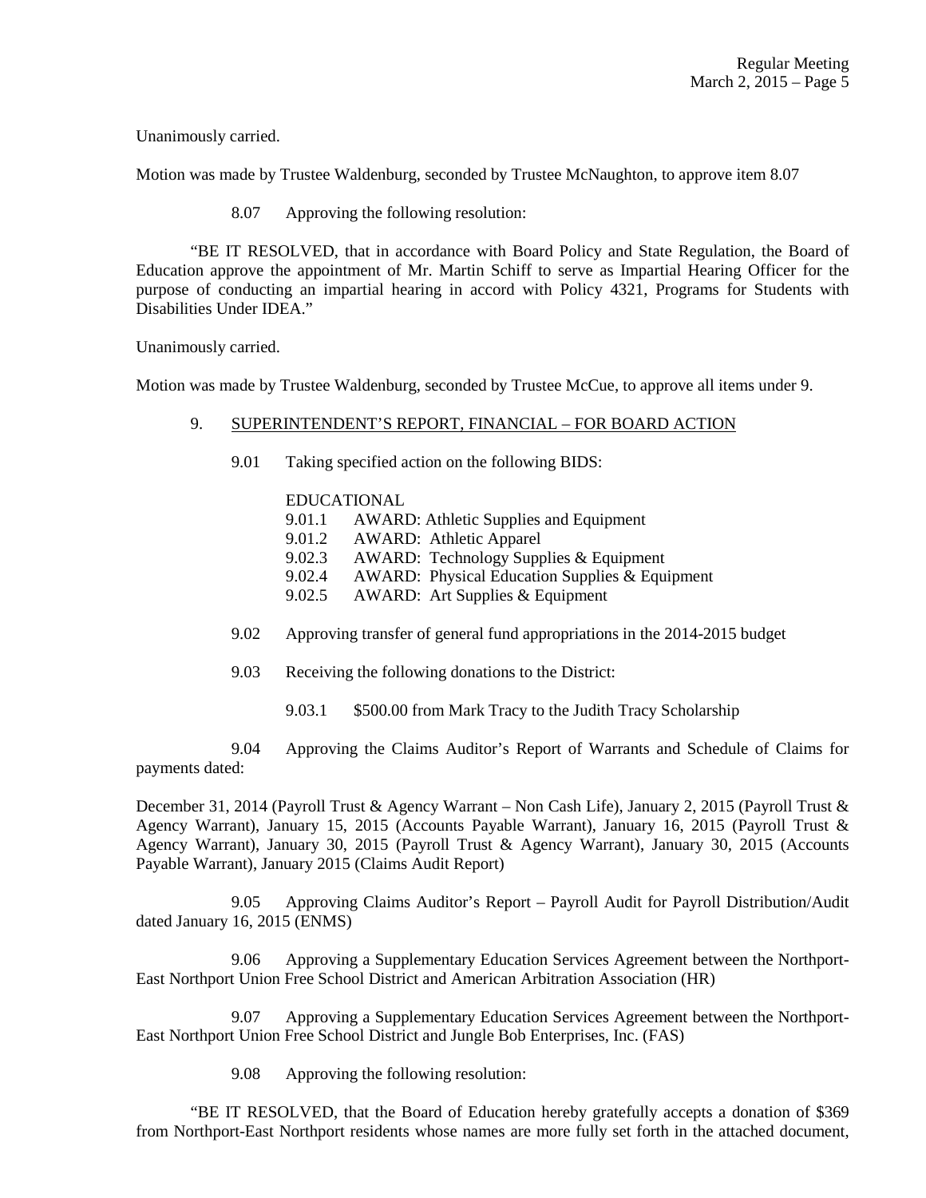Unanimously carried.

Motion was made by Trustee Waldenburg, seconded by Trustee McNaughton, to approve item 8.07

8.07 Approving the following resolution:

"BE IT RESOLVED, that in accordance with Board Policy and State Regulation, the Board of Education approve the appointment of Mr. Martin Schiff to serve as Impartial Hearing Officer for the purpose of conducting an impartial hearing in accord with Policy 4321, Programs for Students with Disabilities Under IDEA."

Unanimously carried.

Motion was made by Trustee Waldenburg, seconded by Trustee McCue, to approve all items under 9.

9. SUPERINTENDENT'S REPORT, FINANCIAL – FOR BOARD ACTION

9.01 Taking specified action on the following BIDS:

EDUCATIONAL
9.01.1 AWARD: Athletic Supplies and Equipment
9.01.2 AWARD: Athletic Apparel
9.02.3 AWARD: Technology Supplies & Equipment
9.02.4 AWARD: Physical Education Supplies & Equipment
9.02.5 AWARD: Art Supplies & Equipment

9.02 Approving transfer of general fund appropriations in the 2014-2015 budget

9.03 Receiving the following donations to the District:

9.03.1 $500.00 from Mark Tracy to the Judith Tracy Scholarship

9.04 Approving the Claims Auditor's Report of Warrants and Schedule of Claims for payments dated:

December 31, 2014 (Payroll Trust & Agency Warrant – Non Cash Life), January 2, 2015 (Payroll Trust & Agency Warrant), January 15, 2015 (Accounts Payable Warrant), January 16, 2015 (Payroll Trust & Agency Warrant), January 30, 2015 (Payroll Trust & Agency Warrant), January 30, 2015 (Accounts Payable Warrant), January 2015 (Claims Audit Report)

9.05 Approving Claims Auditor's Report – Payroll Audit for Payroll Distribution/Audit dated January 16, 2015 (ENMS)

9.06 Approving a Supplementary Education Services Agreement between the Northport-East Northport Union Free School District and American Arbitration Association (HR)

9.07 Approving a Supplementary Education Services Agreement between the Northport-East Northport Union Free School District and Jungle Bob Enterprises, Inc. (FAS)

9.08 Approving the following resolution:

"BE IT RESOLVED, that the Board of Education hereby gratefully accepts a donation of $369 from Northport-East Northport residents whose names are more fully set forth in the attached document,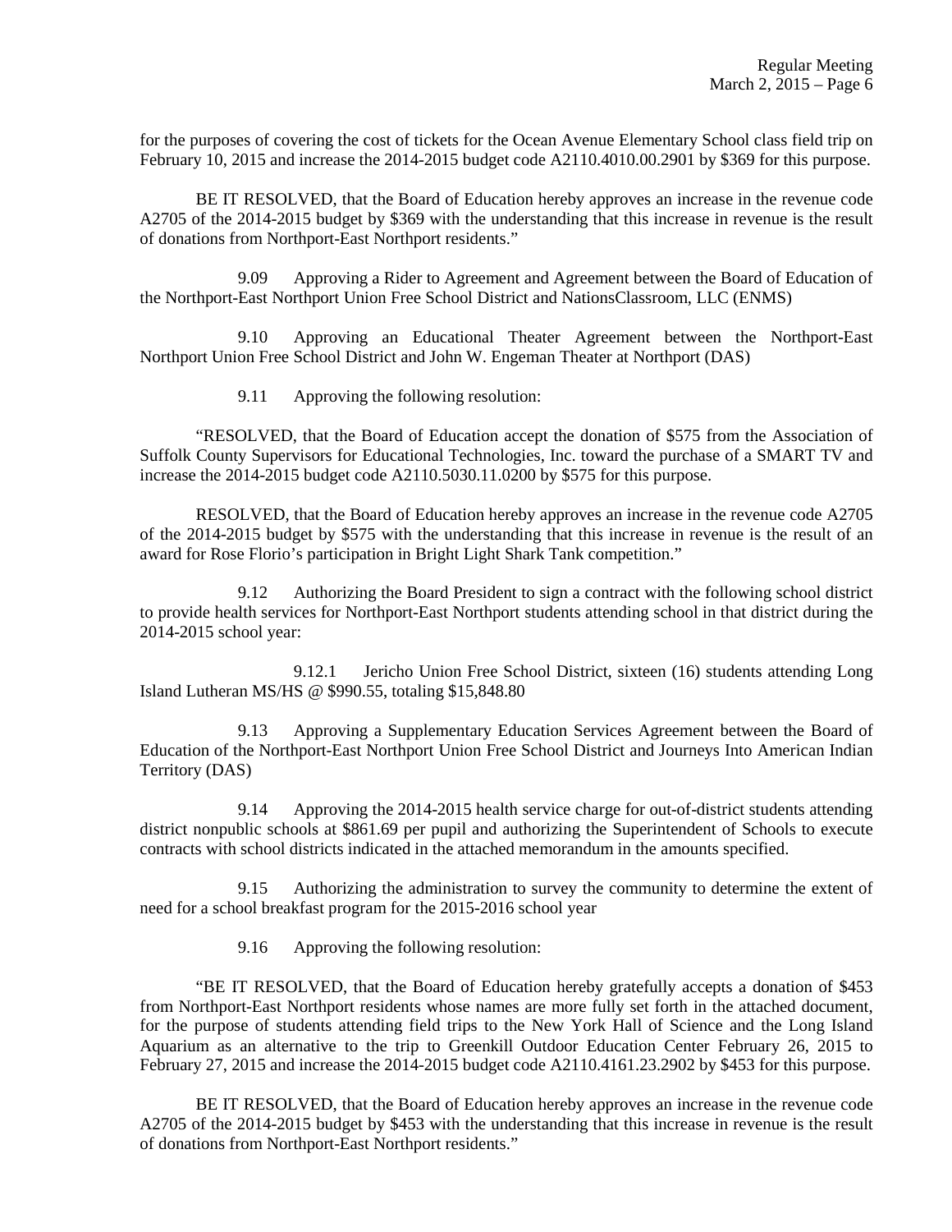for the purposes of covering the cost of tickets for the Ocean Avenue Elementary School class field trip on February 10, 2015 and increase the 2014-2015 budget code A2110.4010.00.2901 by $369 for this purpose.

BE IT RESOLVED, that the Board of Education hereby approves an increase in the revenue code A2705 of the 2014-2015 budget by $369 with the understanding that this increase in revenue is the result of donations from Northport-East Northport residents."

9.09 Approving a Rider to Agreement and Agreement between the Board of Education of the Northport-East Northport Union Free School District and NationsClassroom, LLC (ENMS)

9.10 Approving an Educational Theater Agreement between the Northport-East Northport Union Free School District and John W. Engeman Theater at Northport (DAS)

9.11 Approving the following resolution:

"RESOLVED, that the Board of Education accept the donation of $575 from the Association of Suffolk County Supervisors for Educational Technologies, Inc. toward the purchase of a SMART TV and increase the 2014-2015 budget code A2110.5030.11.0200 by $575 for this purpose.

RESOLVED, that the Board of Education hereby approves an increase in the revenue code A2705 of the 2014-2015 budget by $575 with the understanding that this increase in revenue is the result of an award for Rose Florio's participation in Bright Light Shark Tank competition."

9.12 Authorizing the Board President to sign a contract with the following school district to provide health services for Northport-East Northport students attending school in that district during the 2014-2015 school year:

9.12.1 Jericho Union Free School District, sixteen (16) students attending Long Island Lutheran MS/HS @ $990.55, totaling $15,848.80

9.13 Approving a Supplementary Education Services Agreement between the Board of Education of the Northport-East Northport Union Free School District and Journeys Into American Indian Territory (DAS)

9.14 Approving the 2014-2015 health service charge for out-of-district students attending district nonpublic schools at $861.69 per pupil and authorizing the Superintendent of Schools to execute contracts with school districts indicated in the attached memorandum in the amounts specified.

9.15 Authorizing the administration to survey the community to determine the extent of need for a school breakfast program for the 2015-2016 school year

9.16 Approving the following resolution:

"BE IT RESOLVED, that the Board of Education hereby gratefully accepts a donation of $453 from Northport-East Northport residents whose names are more fully set forth in the attached document, for the purpose of students attending field trips to the New York Hall of Science and the Long Island Aquarium as an alternative to the trip to Greenkill Outdoor Education Center February 26, 2015 to February 27, 2015 and increase the 2014-2015 budget code A2110.4161.23.2902 by $453 for this purpose.

BE IT RESOLVED, that the Board of Education hereby approves an increase in the revenue code A2705 of the 2014-2015 budget by $453 with the understanding that this increase in revenue is the result of donations from Northport-East Northport residents."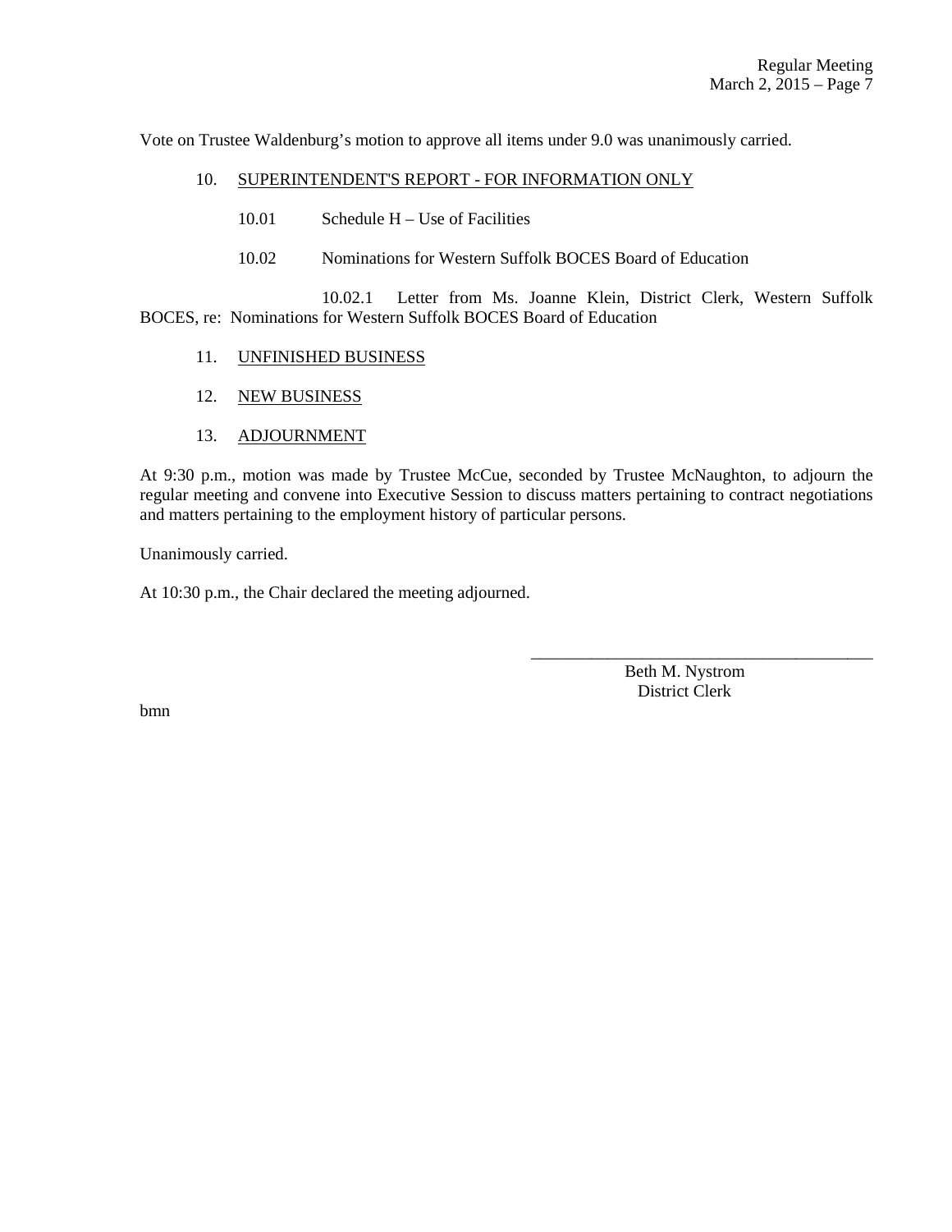Vote on Trustee Waldenburg's motion to approve all items under 9.0 was unanimously carried.

10. SUPERINTENDENT'S REPORT - FOR INFORMATION ONLY

 10.01 Schedule H – Use of Facilities

 10.02 Nominations for Western Suffolk BOCES Board of Education

 10.02.1 Letter from Ms. Joanne Klein, District Clerk, Western Suffolk BOCES, re: Nominations for Western Suffolk BOCES Board of Education

11. UNFINISHED BUSINESS

12. NEW BUSINESS

13. ADJOURNMENT

At 9:30 p.m., motion was made by Trustee McCue, seconded by Trustee McNaughton, to adjourn the regular meeting and convene into Executive Session to discuss matters pertaining to contract negotiations and matters pertaining to the employment history of particular persons.

Unanimously carried.

At 10:30 p.m., the Chair declared the meeting adjourned.

\_\_\_\_\_\_\_\_\_\_\_\_\_\_\_\_\_\_\_\_\_\_\_\_\_\_\_\_\_\_\_\_\_\_\_\_\_\_\_\_

Beth M. Nystrom
District Clerk

bmn